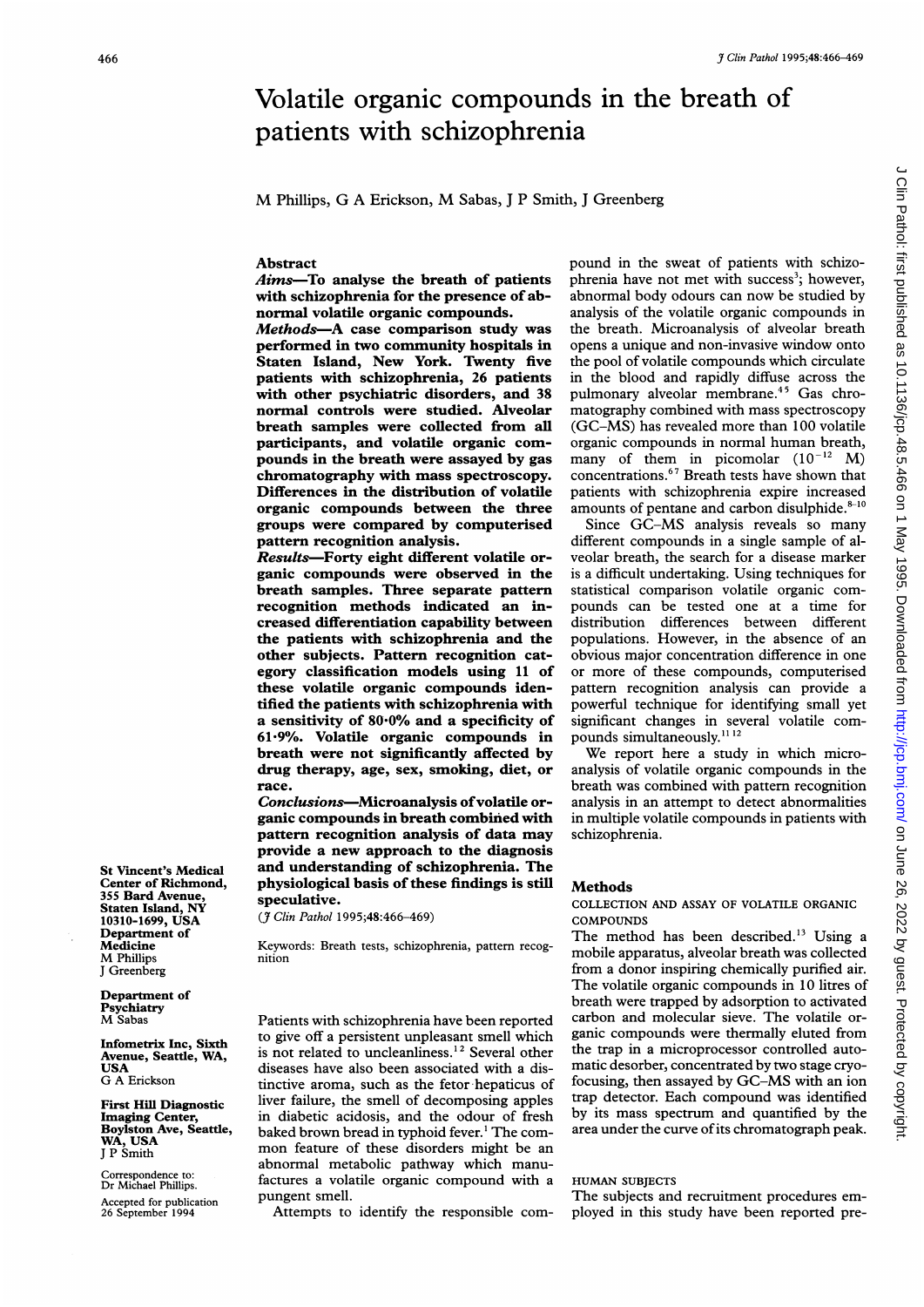# Volatile organic compounds in the breath of patients with schizophrenia

M Phillips, G A Erickson, M Sabas, J P Smith, J Greenberg

St Vincent's Medical Center of Richmond, 355 Bard Avenue, Staten Island, NY 10310-1699, USA
Department of Medicine
M Phillips
J Greenberg

Department of Psychiatry
M Sabas

Infometrix Inc, Sixth Avenue, Seattle, WA, USA
G A Erickson

First Hill Diagnostic Imaging Center, Boylston Ave, Seattle, WA, USA
J P Smith

Correspondence to: Dr Michael Phillips.

Accepted for publication 26 September 1994

## Abstract

***Aims***—To analyse the breath of patients with schizophrenia for the presence of abnormal volatile organic compounds.

***Methods***—A case comparison study was performed in two community hospitals in Staten Island, New York. Twenty five patients with schizophrenia, 26 patients with other psychiatric disorders, and 38 normal controls were studied. Alveolar breath samples were collected from all participants, and volatile organic compounds in the breath were assayed by gas chromatography with mass spectroscopy. Differences in the distribution of volatile organic compounds between the three groups were compared by computerised pattern recognition analysis.

***Results***—Forty eight different volatile organic compounds were observed in the breath samples. Three separate pattern recognition methods indicated an increased differentiation capability between the patients with schizophrenia and the other subjects. Pattern recognition category classification models using 11 of these volatile organic compounds identified the patients with schizophrenia with a sensitivity of 80·0% and a specificity of 61·9%. Volatile organic compounds in breath were not significantly affected by drug therapy, age, sex, smoking, diet, or race.

***Conclusions***—Microanalysis of volatile organic compounds in breath combined with pattern recognition analysis of data may provide a new approach to the diagnosis and understanding of schizophrenia. The physiological basis of these findings is still speculative.

(*J Clin Pathol* 1995;48:466–469)

Keywords: Breath tests, schizophrenia, pattern recognition

Patients with schizophrenia have been reported to give off a persistent unpleasant smell which is not related to uncleanliness.[1,2] Several other diseases have also been associated with a distinctive aroma, such as the fetor hepaticus of liver failure, the smell of decomposing apples in diabetic acidosis, and the odour of fresh baked brown bread in typhoid fever.[1] The common feature of these disorders might be an abnormal metabolic pathway which manufactures a volatile organic compound with a pungent smell.

Attempts to identify the responsible compound in the sweat of patients with schizophrenia have not met with success[3]; however, abnormal body odours can now be studied by analysis of the volatile organic compounds in the breath. Microanalysis of alveolar breath opens a unique and non-invasive window onto the pool of volatile compounds which circulate in the blood and rapidly diffuse across the pulmonary alveolar membrane.[4,5] Gas chromatography combined with mass spectroscopy (GC–MS) has revealed more than 100 volatile organic compounds in normal human breath, many of them in picomolar ($10^{-12}$ M) concentrations.[6,7] Breath tests have shown that patients with schizophrenia expire increased amounts of pentane and carbon disulphide.[8–10]

Since GC–MS analysis reveals so many different compounds in a single sample of alveolar breath, the search for a disease marker is a difficult undertaking. Using techniques for statistical comparison volatile organic compounds can be tested one at a time for distribution differences between different populations. However, in the absence of an obvious major concentration difference in one or more of these compounds, computerised pattern recognition analysis can provide a powerful technique for identifying small yet significant changes in several volatile compounds simultaneously.[11,12]

We report here a study in which microanalysis of volatile organic compounds in the breath was combined with pattern recognition analysis in an attempt to detect abnormalities in multiple volatile compounds in patients with schizophrenia.

## Methods

### COLLECTION AND ASSAY OF VOLATILE ORGANIC COMPOUNDS

The method has been described.[13] Using a mobile apparatus, alveolar breath was collected from a donor inspiring chemically purified air. The volatile organic compounds in 10 litres of breath were trapped by adsorption to activated carbon and molecular sieve. The volatile organic compounds were thermally eluted from the trap in a microprocessor controlled automatic desorber, concentrated by two stage cryofocusing, then assayed by GC–MS with an ion trap detector. Each compound was identified by its mass spectrum and quantified by the area under the curve of its chromatograph peak.

### HUMAN SUBJECTS

The subjects and recruitment procedures employed in this study have been reported pre-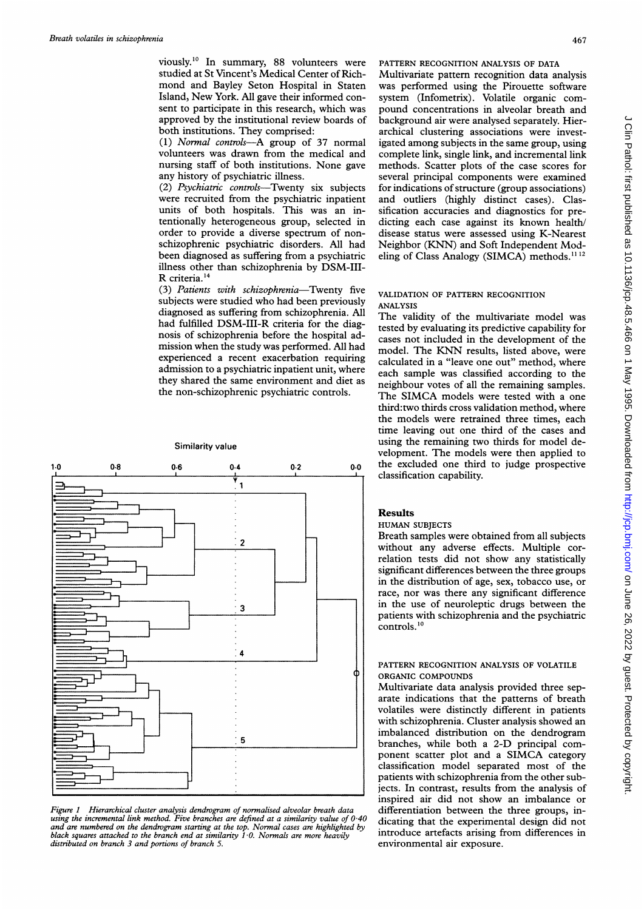viously.[10] In summary, 88 volunteers were studied at St Vincent's Medical Center of Richmond and Bayley Seton Hospital in Staten Island, New York. All gave their informed consent to participate in this research, which was approved by the institutional review boards of both institutions. They comprised:

(1) *Normal controls*—A group of 37 normal volunteers was drawn from the medical and nursing staff of both institutions. None gave any history of psychiatric illness.

(2) *Psychiatric controls*—Twenty six subjects were recruited from the psychiatric inpatient units of both hospitals. This was an intentionally heterogeneous group, selected in order to provide a diverse spectrum of non-schizophrenic psychiatric disorders. All had been diagnosed as suffering from a psychiatric illness other than schizophrenia by DSM-III-R criteria.[14]

(3) *Patients with schizophrenia*—Twenty five subjects were studied who had been previously diagnosed as suffering from schizophrenia. All had fulfilled DSM-III-R criteria for the diagnosis of schizophrenia before the hospital admission when the study was performed. All had experienced a recent exacerbation requiring admission to a psychiatric inpatient unit, where they shared the same environment and diet as the non-schizophrenic psychiatric controls.

Similarity value

1·0

0·8

0·6

0·4

0·2

0·0

1

2

3

4

5

*Figure 1 Hierarchical cluster analysis dendrogram of normalised alveolar breath data using the incremental link method. Five branches are defined at a similarity value of 0·40 and are numbered on the dendrogram starting at the top. Normal cases are highlighted by black squares attached to the branch end at similarity 1·0. Normals are more heavily distributed on branch 3 and portions of branch 5.*

PATTERN RECOGNITION ANALYSIS OF DATA

Multivariate pattern recognition data analysis was performed using the Pirouette software system (Infometrix). Volatile organic compound concentrations in alveolar breath and background air were analysed separately. Hierarchical clustering associations were investigated among subjects in the same group, using complete link, single link, and incremental link methods. Scatter plots of the case scores for several principal components were examined for indications of structure (group associations) and outliers (highly distinct cases). Classification accuracies and diagnostics for predicting each case against its known health/disease status were assessed using K-Nearest Neighbor (KNN) and Soft Independent Modeling of Class Analogy (SIMCA) methods.[11,12]

VALIDATION OF PATTERN RECOGNITION ANALYSIS

The validity of the multivariate model was tested by evaluating its predictive capability for cases not included in the development of the model. The KNN results, listed above, were calculated in a "leave one out" method, where each sample was classified according to the neighbour votes of all the remaining samples. The SIMCA models were tested with a one third:two thirds cross validation method, where the models were retrained three times, each time leaving out one third of the cases and using the remaining two thirds for model development. The models were then applied to the excluded one third to judge prospective classification capability.

## Results

HUMAN SUBJECTS

Breath samples were obtained from all subjects without any adverse effects. Multiple correlation tests did not show any statistically significant differences between the three groups in the distribution of age, sex, tobacco use, or race, nor was there any significant difference in the use of neuroleptic drugs between the patients with schizophrenia and the psychiatric controls.[10]

PATTERN RECOGNITION ANALYSIS OF VOLATILE ORGANIC COMPOUNDS

Multivariate data analysis provided three separate indications that the patterns of breath volatiles were distinctly different in patients with schizophrenia. Cluster analysis showed an imbalanced distribution on the dendrogram branches, while both a 2-D principal component scatter plot and a SIMCA category classification model separated most of the patients with schizophrenia from the other subjects. In contrast, results from the analysis of inspired air did not show an imbalance or differentiation between the three groups, indicating that the experimental design did not introduce artefacts arising from differences in environmental air exposure.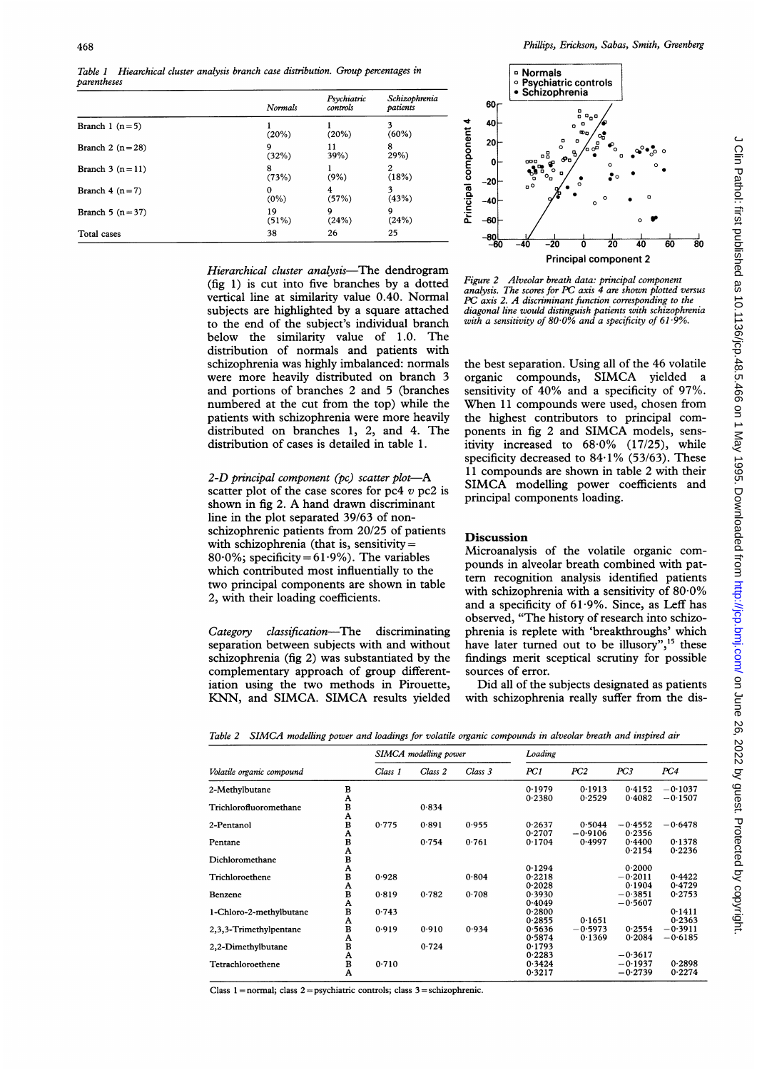*Table 1 Hieearchical cluster analysis branch case distribution. Group percentages in parentheses*

| | Normals | Psychiatric controls | Schizophrenia patients |
|---|---|---|---|
| Branch 1 (n = 5) | 1 (20%) | 1 (20%) | 3 (60%) |
| Branch 2 (n = 28) | 9 (32%) | 11 39%) | 8 29%) |
| Branch 3 (n = 11) | 8 (73%) | 1 (9%) | 2 (18%) |
| Branch 4 (n = 7) | 0 (0%) | 4 (57%) | 3 (43%) |
| Branch 5 (n = 37) | 19 (51%) | 9 (24%) | 9 (24%) |
| Total cases | 38 | 26 | 25 |

*Hierarchical cluster analysis*—The dendrogram (fig 1) is cut into five branches by a dotted vertical line at similarity value 0.40. Normal subjects are highlighted by a square attached to the end of the subject's individual branch below the similarity value of 1.0. The distribution of normals and patients with schizophrenia was highly imbalanced: normals were more heavily distributed on branch 3 and portions of branches 2 and 5 (branches numbered at the cut from the top) while the patients with schizophrenia were more heavily distributed on branches 1, 2, and 4. The distribution of cases is detailed in table 1.

*2-D principal component (pc) scatter plot*—A scatter plot of the case scores for pc4 *v* pc2 is shown in fig 2. A hand drawn discriminant line in the plot separated 39/63 of non-schizophrenic patients from 20/25 of patients with schizophrenia (that is, sensitivity = 80·0%; specificity = 61·9%). The variables which contributed most influentially to the two principal components are shown in table 2, with their loading coefficients.

*Category classification*—The discriminating separation between subjects with and without schizophrenia (fig 2) was substantiated by the complementary approach of group differentiation using the two methods in Pirouette, KNN, and SIMCA. SIMCA results yielded the best separation. Using all of the 46 volatile organic compounds, SIMCA yielded a sensitivity of 40% and a specificity of 97%. When 11 compounds were used, chosen from the highest contributors to principal components in fig 2 and SIMCA models, sensitivity increased to 68·0% (17/25), while specificity decreased to 84·1% (53/63). These 11 compounds are shown in table 2 with their SIMCA modelling power coefficients and principal components loading.

*Figure 2 Alveolar breath data: principal component analysis. The scores for PC axis 4 are shown plotted versus PC axis 2. A discriminant function corresponding to the diagonal line would distinguish patients with schizophrenia with a sensitivity of 80·0% and a specificity of 61·9%.*

## Discussion

Microanalysis of the volatile organic compounds in alveolar breath combined with pattern recognition analysis identified patients with schizophrenia with a sensitivity of 80·0% and a specificity of 61·9%. Since, as Leff has observed, "The history of research into schizophrenia is replete with 'breakthroughs' which have later turned out to be illusory",[15] these findings merit sceptical scrutiny for possible sources of error.

Did all of the subjects designated as patients with schizophrenia really suffer from the dis-

*Table 2 SIMCA modelling power and loadings for volatile organic compounds in alveolar breath and inspired air*

| Volatile organic compound | | SIMCA modelling power | | | Loading | | | |
|---|---|---|---|---|---|---|---|---|
| | | Class 1 | Class 2 | Class 3 | PC1 | PC2 | PC3 | PC4 |
| 2-Methylbutane | B | | | | 0·1979 | 0·1913 | 0·4152 | −0·1037 |
| | A | | | | 0·2380 | 0·2529 | 0·4082 | −0·1507 |
| Trichlorofluoromethane | B | | 0·834 | | | | | |
| | A | | | | | | | |
| 2-Pentanol | B | 0·775 | 0·891 | 0·955 | 0·2637 | 0·5044 | −0·4552 | −0·6478 |
| | A | | | | 0·2707 | −0·9106 | 0·2356 | |
| Pentane | B | | 0·754 | 0·761 | 0·1704 | 0·4997 | 0·4400 | 0·1378 |
| | A | | | | | | 0·2154 | 0·2236 |
| Dichloromethane | B | | | | | | | |
| | A | | | | 0·1294 | | 0·2000 | |
| Trichloroethene | B | 0·928 | | 0·804 | 0·2218 | | −0·2011 | 0·4422 |
| | A | | | | 0·2028 | | 0·1904 | 0·4729 |
| Benzene | B | 0·819 | 0·782 | 0·708 | 0·3930 | | −0·3851 | 0·2753 |
| | A | | | | 0·4049 | | −0·5607 | |
| 1-Chloro-2-methylbutane | B | 0·743 | | | 0·2800 | | | 0·1411 |
| | A | | | | 0·2855 | 0·1651 | | 0·2363 |
| 2,3,3-Trimethylpentane | B | 0·919 | 0·910 | 0·934 | 0·5636 | −0·5973 | 0·2554 | −0·3911 |
| | A | | | | 0·5874 | 0·1369 | 0·2084 | −0·6185 |
| 2,2-Dimethylbutane | B | | 0·724 | | 0·1793 | | | |
| | A | | | | 0·2283 | | −0·3617 | |
| Tetrachloroethene | B | 0·710 | | | 0·3424 | | −0·1937 | 0·2898 |
| | A | | | | 0·3217 | | −0·2739 | 0·2274 |

Class 1 = normal; class 2 = psychiatric controls; class 3 = schizophrenic.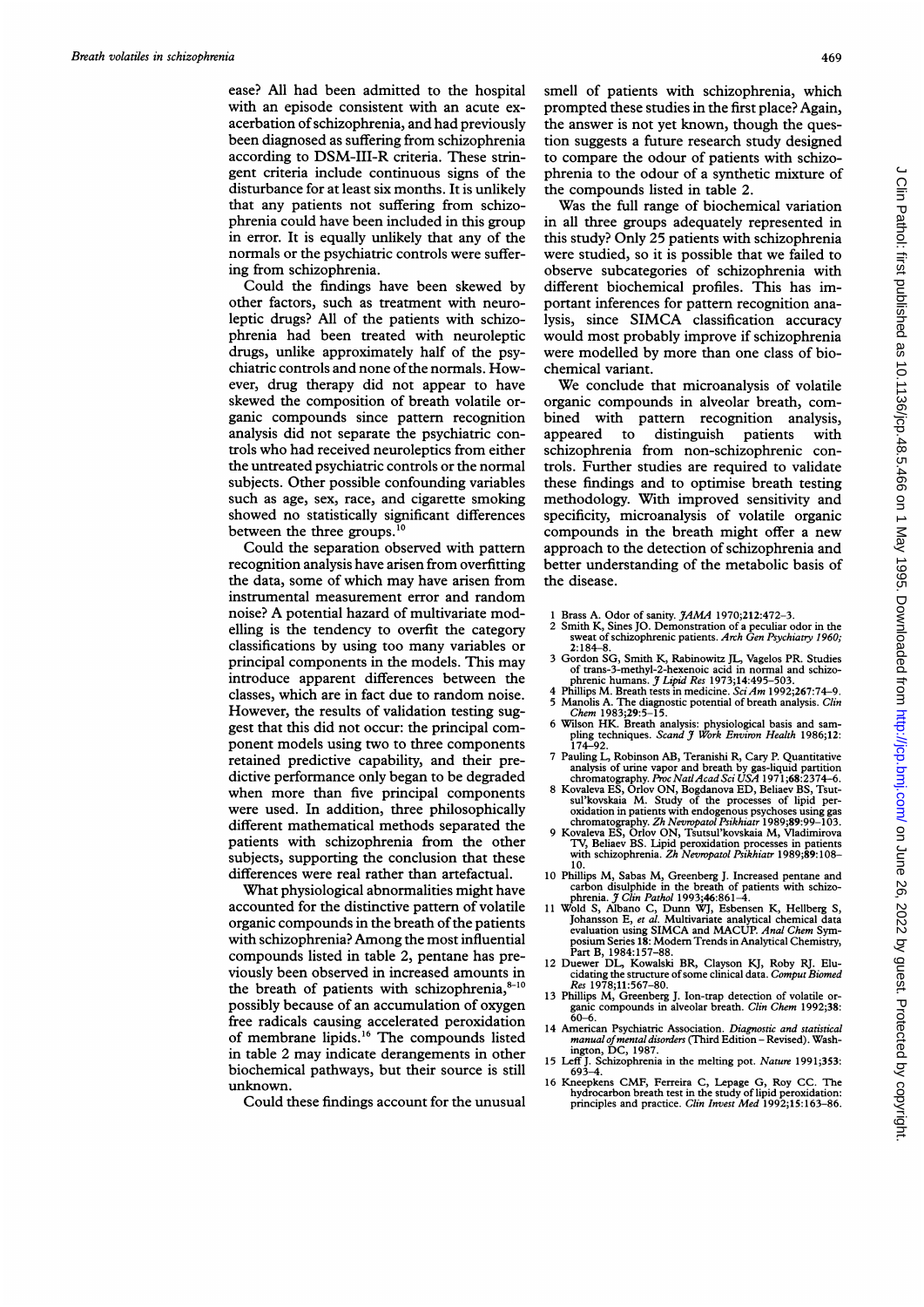ease? All had been admitted to the hospital with an episode consistent with an acute exacerbation of schizophrenia, and had previously been diagnosed as suffering from schizophrenia according to DSM-III-R criteria. These stringent criteria include continuous signs of the disturbance for at least six months. It is unlikely that any patients not suffering from schizophrenia could have been included in this group in error. It is equally unlikely that any of the normals or the psychiatric controls were suffering from schizophrenia.

Could the findings have been skewed by other factors, such as treatment with neuroleptic drugs? All of the patients with schizophrenia had been treated with neuroleptic drugs, unlike approximately half of the psychiatric controls and none of the normals. However, drug therapy did not appear to have skewed the composition of breath volatile organic compounds since pattern recognition analysis did not separate the psychiatric controls who had received neuroleptics from either the untreated psychiatric controls or the normal subjects. Other possible confounding variables such as age, sex, race, and cigarette smoking showed no statistically significant differences between the three groups.[10]

Could the separation observed with pattern recognition analysis have arisen from overfitting the data, some of which may have arisen from instrumental measurement error and random noise? A potential hazard of multivariate modelling is the tendency to overfit the category classifications by using too many variables or principal components in the models. This may introduce apparent differences between the classes, which are in fact due to random noise. However, the results of validation testing suggest that this did not occur: the principal component models using two to three components retained predictive capability, and their predictive performance only began to be degraded when more than five principal components were used. In addition, three philosophically different mathematical methods separated the patients with schizophrenia from the other subjects, supporting the conclusion that these differences were real rather than artefactual.

What physiological abnormalities might have accounted for the distinctive pattern of volatile organic compounds in the breath of the patients with schizophrenia? Among the most influential compounds listed in table 2, pentane has previously been observed in increased amounts in the breath of patients with schizophrenia,[8-10] possibly because of an accumulation of oxygen free radicals causing accelerated peroxidation of membrane lipids.[16] The compounds listed in table 2 may indicate derangements in other biochemical pathways, but their source is still unknown.

Could these findings account for the unusual smell of patients with schizophrenia, which prompted these studies in the first place? Again, the answer is not yet known, though the question suggests a future research study designed to compare the odour of patients with schizophrenia to the odour of a synthetic mixture of the compounds listed in table 2.

Was the full range of biochemical variation in all three groups adequately represented in this study? Only 25 patients with schizophrenia were studied, so it is possible that we failed to observe subcategories of schizophrenia with different biochemical profiles. This has important inferences for pattern recognition analysis, since SIMCA classification accuracy would most probably improve if schizophrenia were modelled by more than one class of biochemical variant.

We conclude that microanalysis of volatile organic compounds in alveolar breath, combined with pattern recognition analysis, appeared to distinguish patients with schizophrenia from non-schizophrenic controls. Further studies are required to validate these findings and to optimise breath testing methodology. With improved sensitivity and specificity, microanalysis of volatile organic compounds in the breath might offer a new approach to the detection of schizophrenia and better understanding of the metabolic basis of the disease.

1 Brass A. Odor of sanity. *JAMA* 1970;**212**:472–3.
2 Smith K, Sines JO. Demonstration of a peculiar odor in the sweat of schizophrenic patients. *Arch Gen Psychiatry 1960;* **2**:184–8.
3 Gordon SG, Smith K, Rabinowitz JL, Vagelos PR. Studies of trans-3-methyl-2-hexenoic acid in normal and schizophrenic humans. *J Lipid Res* 1973;**14**:495–503.
4 Phillips M. Breath tests in medicine. *Sci Am* 1992;**267**:74–9.
5 Manolis A. The diagnostic potential of breath analysis. *Clin Chem* 1983;**29**:5–15.
6 Wilson HK. Breath analysis: physiological basis and sampling techniques. *Scand J Work Environ Health* 1986;**12**: 174–92.
7 Pauling L, Robinson AB, Teranishi R, Cary P. Quantitative analysis of urine vapor and breath by gas-liquid partition chromatography. *Proc Natl Acad Sci USA* 1971;**68**:2374–6.
8 Kovaleva ES, Orlov ON, Bogdanova ED, Beliaev BS, Tsutsul'kovskaia M. Study of the processes of lipid peroxidation in patients with endogenous psychoses using gas chromatography. *Zh Nevropatol Psikhiatr* 1989;**89**:99–103.
9 Kovaleva ES, Orlov ON, Tsutsul'kovskaia M, Vladimirova TV, Beliaev BS. Lipid peroxidation processes in patients with schizophrenia. *Zh Nevropatol Psikhiatr* 1989;**89**:108–10.
10 Phillips M, Sabas M, Greenberg J. Increased pentane and carbon disulphide in the breath of patients with schizophrenia. *J Clin Pathol* 1993;**46**:861–4.
11 Wold S, Albano C, Dunn WJ, Esbensen K, Hellberg S, Johansson E, *et al.* Multivariate analytical chemical data evaluation using SIMCA and MACUP. *Anal Chem* Symposium Series **18**: Modern Trends in Analytical Chemistry, Part B, 1984:157–88.
12 Duewer DL, Kowalski BR, Clayson KJ, Roby RJ. Elucidating the structure of some clinical data. *Comput Biomed Res* 1978;**11**:567–80.
13 Phillips M, Greenberg J. Ion-trap detection of volatile organic compounds in alveolar breath. *Clin Chem* 1992;**38**: 60–6.
14 American Psychiatric Association. *Diagnostic and statistical manual of mental disorders* (Third Edition – Revised). Washington, DC, 1987.
15 Leff J. Schizophrenia in the melting pot. *Nature* 1991;**353**: 693–4.
16 Kneepkens CMF, Ferreira C, Lepage G, Roy CC. The hydrocarbon breath test in the study of lipid peroxidation: principles and practice. *Clin Invest Med* 1992;**15**:163–86.